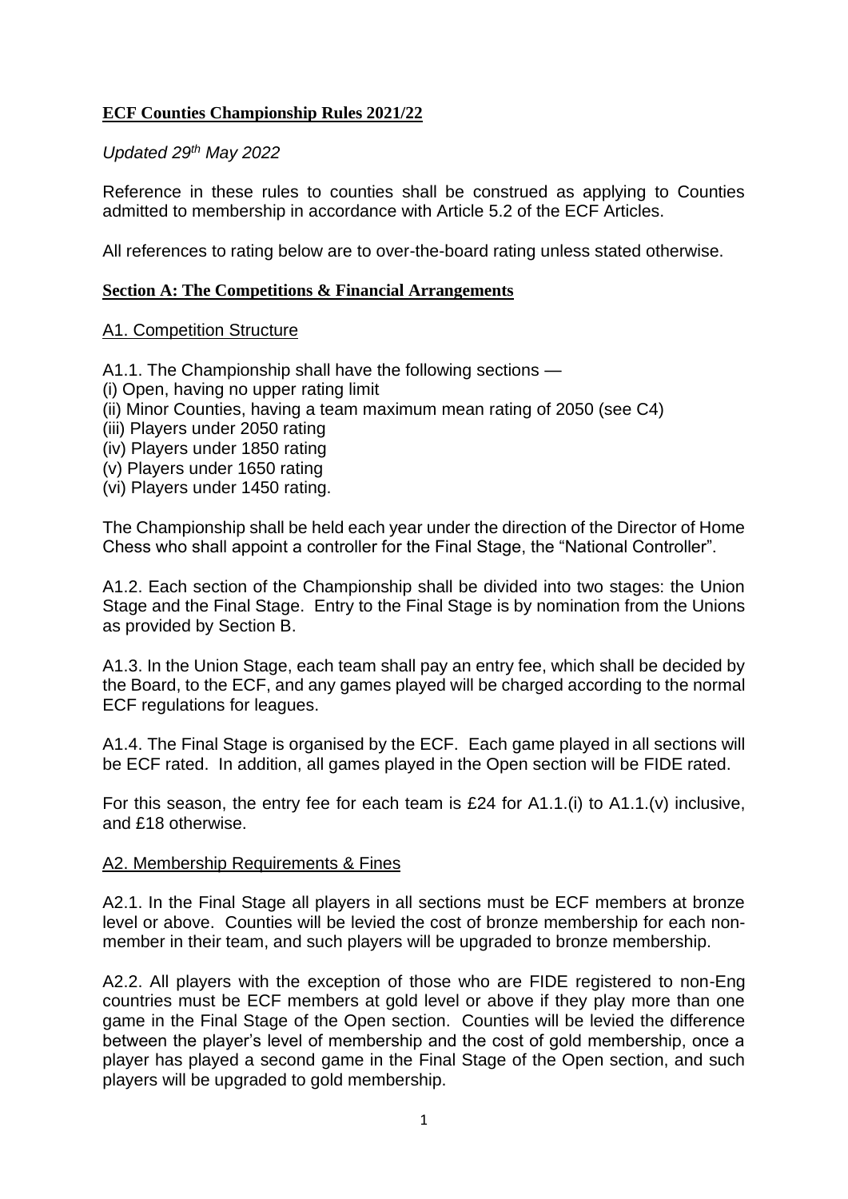# ECF Counties Championship Rules 2021/22

*Updated 29th May 2022*

Reference in these rules to counties shall be construed as applying to Counties admitted to membership in accordance with Article 5.2 of the ECF Articles.

All references to rating below are to over-the-board rating unless stated otherwise.

## Section A: The Competitions & Financial Arrangements

### A1. Competition Structure

A1.1. The Championship shall have the following sections —

(i) Open, having no upper rating limit
(ii) Minor Counties, having a team maximum mean rating of 2050 (see C4)
(iii) Players under 2050 rating
(iv) Players under 1850 rating
(v) Players under 1650 rating
(vi) Players under 1450 rating.

The Championship shall be held each year under the direction of the Director of Home Chess who shall appoint a controller for the Final Stage, the "National Controller".

A1.2. Each section of the Championship shall be divided into two stages: the Union Stage and the Final Stage. Entry to the Final Stage is by nomination from the Unions as provided by Section B.

A1.3. In the Union Stage, each team shall pay an entry fee, which shall be decided by the Board, to the ECF, and any games played will be charged according to the normal ECF regulations for leagues.

A1.4. The Final Stage is organised by the ECF. Each game played in all sections will be ECF rated. In addition, all games played in the Open section will be FIDE rated.

For this season, the entry fee for each team is £24 for A1.1.(i) to A1.1.(v) inclusive, and £18 otherwise.

### A2. Membership Requirements & Fines

A2.1. In the Final Stage all players in all sections must be ECF members at bronze level or above. Counties will be levied the cost of bronze membership for each non-member in their team, and such players will be upgraded to bronze membership.

A2.2. All players with the exception of those who are FIDE registered to non-Eng countries must be ECF members at gold level or above if they play more than one game in the Final Stage of the Open section. Counties will be levied the difference between the player's level of membership and the cost of gold membership, once a player has played a second game in the Final Stage of the Open section, and such players will be upgraded to gold membership.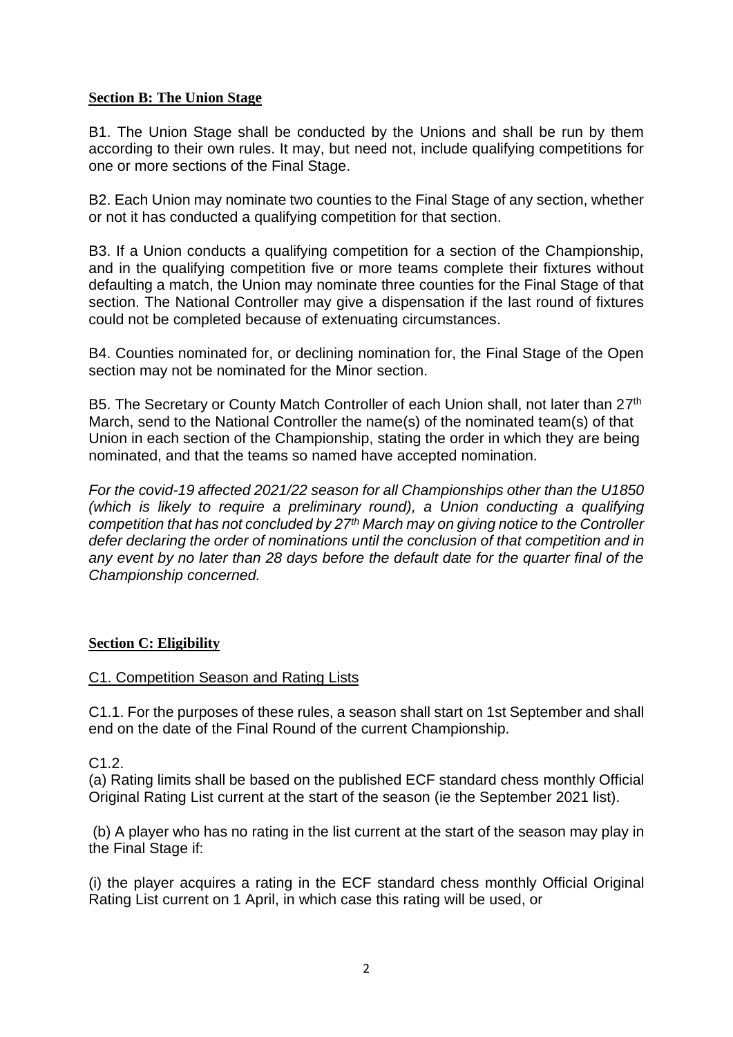## Section B: The Union Stage

B1. The Union Stage shall be conducted by the Unions and shall be run by them according to their own rules. It may, but need not, include qualifying competitions for one or more sections of the Final Stage.

B2. Each Union may nominate two counties to the Final Stage of any section, whether or not it has conducted a qualifying competition for that section.

B3. If a Union conducts a qualifying competition for a section of the Championship, and in the qualifying competition five or more teams complete their fixtures without defaulting a match, the Union may nominate three counties for the Final Stage of that section. The National Controller may give a dispensation if the last round of fixtures could not be completed because of extenuating circumstances.

B4. Counties nominated for, or declining nomination for, the Final Stage of the Open section may not be nominated for the Minor section.

B5. The Secretary or County Match Controller of each Union shall, not later than 27th March, send to the National Controller the name(s) of the nominated team(s) of that Union in each section of the Championship, stating the order in which they are being nominated, and that the teams so named have accepted nomination.

*For the covid-19 affected 2021/22 season for all Championships other than the U1850 (which is likely to require a preliminary round), a Union conducting a qualifying competition that has not concluded by 27th March may on giving notice to the Controller defer declaring the order of nominations until the conclusion of that competition and in any event by no later than 28 days before the default date for the quarter final of the Championship concerned.*

## Section C: Eligibility

### C1. Competition Season and Rating Lists

C1.1. For the purposes of these rules, a season shall start on 1st September and shall end on the date of the Final Round of the current Championship.

C1.2.

(a) Rating limits shall be based on the published ECF standard chess monthly Official Original Rating List current at the start of the season (ie the September 2021 list).

(b) A player who has no rating in the list current at the start of the season may play in the Final Stage if:

(i) the player acquires a rating in the ECF standard chess monthly Official Original Rating List current on 1 April, in which case this rating will be used, or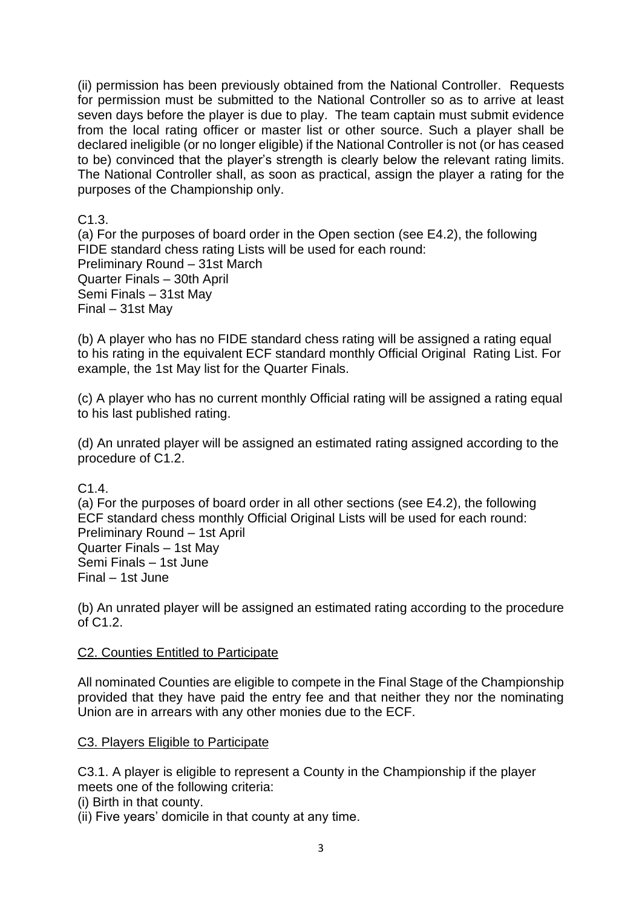(ii) permission has been previously obtained from the National Controller. Requests for permission must be submitted to the National Controller so as to arrive at least seven days before the player is due to play. The team captain must submit evidence from the local rating officer or master list or other source. Such a player shall be declared ineligible (or no longer eligible) if the National Controller is not (or has ceased to be) convinced that the player's strength is clearly below the relevant rating limits. The National Controller shall, as soon as practical, assign the player a rating for the purposes of the Championship only.

C1.3.

(a) For the purposes of board order in the Open section (see E4.2), the following FIDE standard chess rating Lists will be used for each round:
Preliminary Round – 31st March
Quarter Finals – 30th April
Semi Finals – 31st May
Final – 31st May

(b) A player who has no FIDE standard chess rating will be assigned a rating equal to his rating in the equivalent ECF standard monthly Official Original Rating List. For example, the 1st May list for the Quarter Finals.

(c) A player who has no current monthly Official rating will be assigned a rating equal to his last published rating.

(d) An unrated player will be assigned an estimated rating assigned according to the procedure of C1.2.

C1.4.

(a) For the purposes of board order in all other sections (see E4.2), the following ECF standard chess monthly Official Original Lists will be used for each round:
Preliminary Round – 1st April
Quarter Finals – 1st May
Semi Finals – 1st June
Final – 1st June

(b) An unrated player will be assigned an estimated rating according to the procedure of C1.2.

## C2. Counties Entitled to Participate

All nominated Counties are eligible to compete in the Final Stage of the Championship provided that they have paid the entry fee and that neither they nor the nominating Union are in arrears with any other monies due to the ECF.

## C3. Players Eligible to Participate

C3.1. A player is eligible to represent a County in the Championship if the player meets one of the following criteria:
(i) Birth in that county.
(ii) Five years' domicile in that county at any time.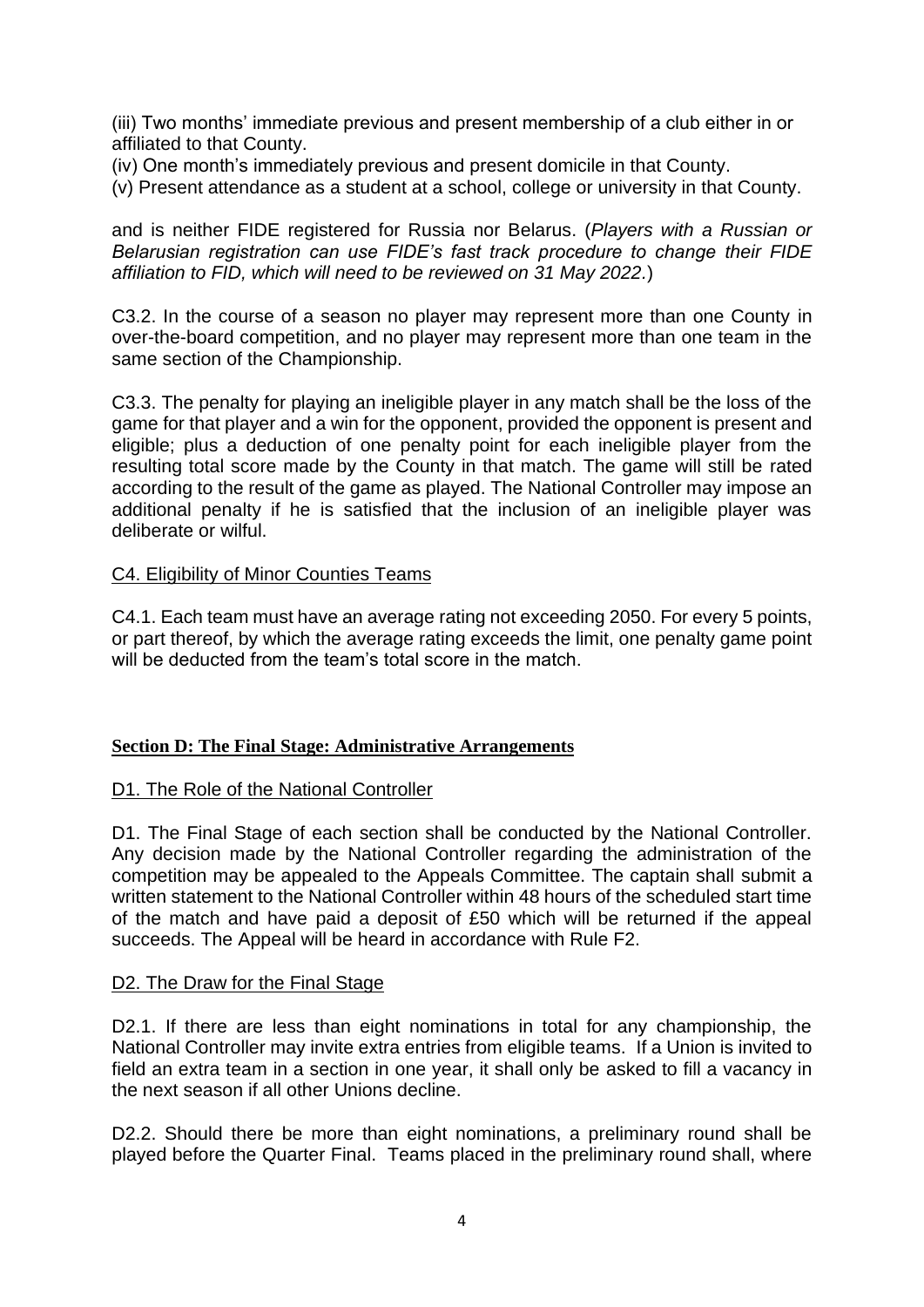(iii) Two months' immediate previous and present membership of a club either in or affiliated to that County.
(iv) One month's immediately previous and present domicile in that County.
(v) Present attendance as a student at a school, college or university in that County.

and is neither FIDE registered for Russia nor Belarus. (*Players with a Russian or Belarusian registration can use FIDE's fast track procedure to change their FIDE affiliation to FID, which will need to be reviewed on 31 May 2022*.)

C3.2. In the course of a season no player may represent more than one County in over-the-board competition, and no player may represent more than one team in the same section of the Championship.

C3.3. The penalty for playing an ineligible player in any match shall be the loss of the game for that player and a win for the opponent, provided the opponent is present and eligible; plus a deduction of one penalty point for each ineligible player from the resulting total score made by the County in that match. The game will still be rated according to the result of the game as played. The National Controller may impose an additional penalty if he is satisfied that the inclusion of an ineligible player was deliberate or wilful.

C4. Eligibility of Minor Counties Teams

C4.1. Each team must have an average rating not exceeding 2050. For every 5 points, or part thereof, by which the average rating exceeds the limit, one penalty game point will be deducted from the team's total score in the match.

## Section D: The Final Stage: Administrative Arrangements

D1. The Role of the National Controller

D1. The Final Stage of each section shall be conducted by the National Controller. Any decision made by the National Controller regarding the administration of the competition may be appealed to the Appeals Committee. The captain shall submit a written statement to the National Controller within 48 hours of the scheduled start time of the match and have paid a deposit of £50 which will be returned if the appeal succeeds. The Appeal will be heard in accordance with Rule F2.

D2. The Draw for the Final Stage

D2.1. If there are less than eight nominations in total for any championship, the National Controller may invite extra entries from eligible teams. If a Union is invited to field an extra team in a section in one year, it shall only be asked to fill a vacancy in the next season if all other Unions decline.

D2.2. Should there be more than eight nominations, a preliminary round shall be played before the Quarter Final. Teams placed in the preliminary round shall, where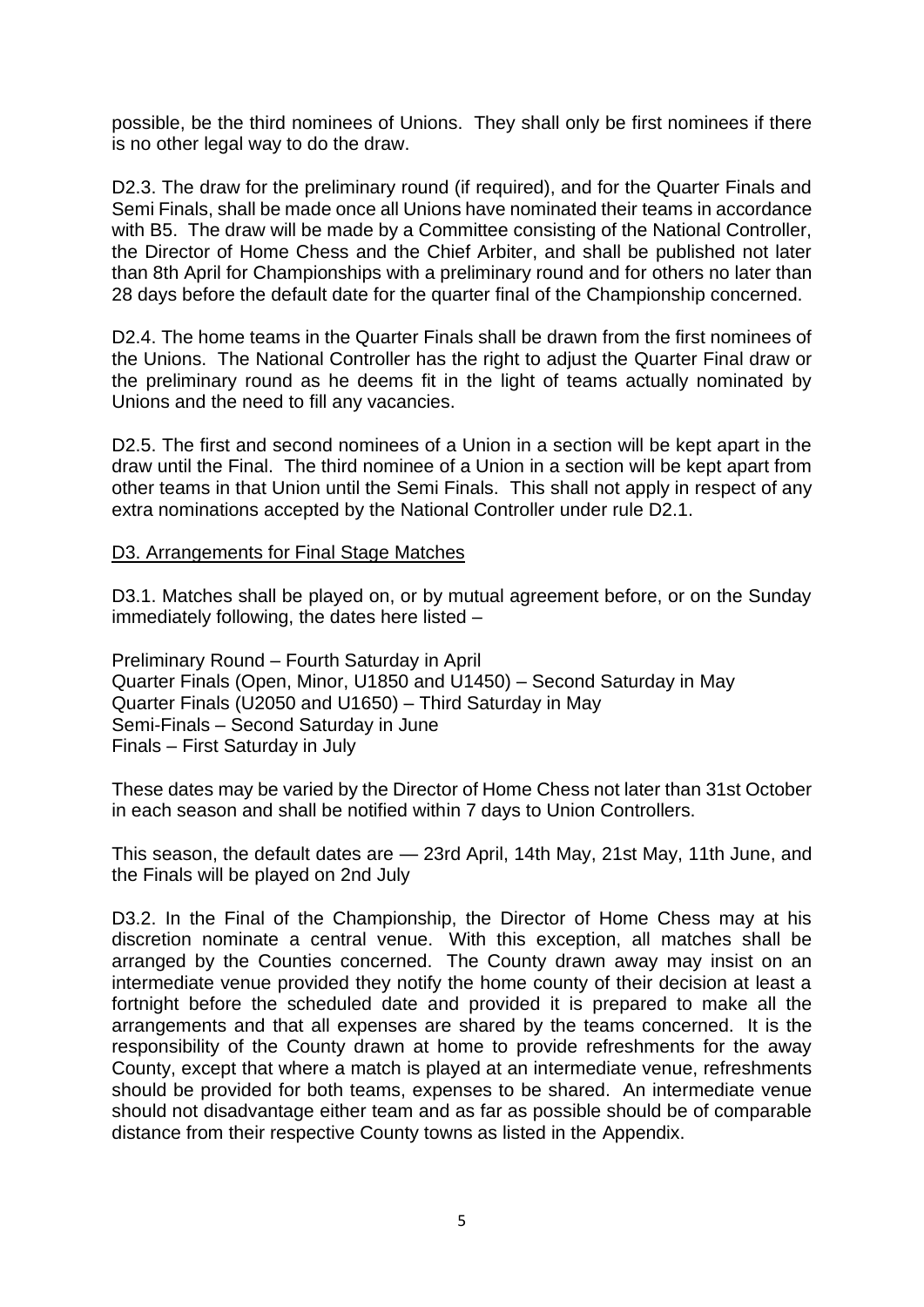possible, be the third nominees of Unions. They shall only be first nominees if there is no other legal way to do the draw.

D2.3. The draw for the preliminary round (if required), and for the Quarter Finals and Semi Finals, shall be made once all Unions have nominated their teams in accordance with B5. The draw will be made by a Committee consisting of the National Controller, the Director of Home Chess and the Chief Arbiter, and shall be published not later than 8th April for Championships with a preliminary round and for others no later than 28 days before the default date for the quarter final of the Championship concerned.

D2.4. The home teams in the Quarter Finals shall be drawn from the first nominees of the Unions. The National Controller has the right to adjust the Quarter Final draw or the preliminary round as he deems fit in the light of teams actually nominated by Unions and the need to fill any vacancies.

D2.5. The first and second nominees of a Union in a section will be kept apart in the draw until the Final. The third nominee of a Union in a section will be kept apart from other teams in that Union until the Semi Finals. This shall not apply in respect of any extra nominations accepted by the National Controller under rule D2.1.

## D3. Arrangements for Final Stage Matches

D3.1. Matches shall be played on, or by mutual agreement before, or on the Sunday immediately following, the dates here listed –

Preliminary Round – Fourth Saturday in April
Quarter Finals (Open, Minor, U1850 and U1450) – Second Saturday in May
Quarter Finals (U2050 and U1650) – Third Saturday in May
Semi-Finals – Second Saturday in June
Finals – First Saturday in July

These dates may be varied by the Director of Home Chess not later than 31st October in each season and shall be notified within 7 days to Union Controllers.

This season, the default dates are — 23rd April, 14th May, 21st May, 11th June, and the Finals will be played on 2nd July

D3.2. In the Final of the Championship, the Director of Home Chess may at his discretion nominate a central venue. With this exception, all matches shall be arranged by the Counties concerned. The County drawn away may insist on an intermediate venue provided they notify the home county of their decision at least a fortnight before the scheduled date and provided it is prepared to make all the arrangements and that all expenses are shared by the teams concerned. It is the responsibility of the County drawn at home to provide refreshments for the away County, except that where a match is played at an intermediate venue, refreshments should be provided for both teams, expenses to be shared. An intermediate venue should not disadvantage either team and as far as possible should be of comparable distance from their respective County towns as listed in the Appendix.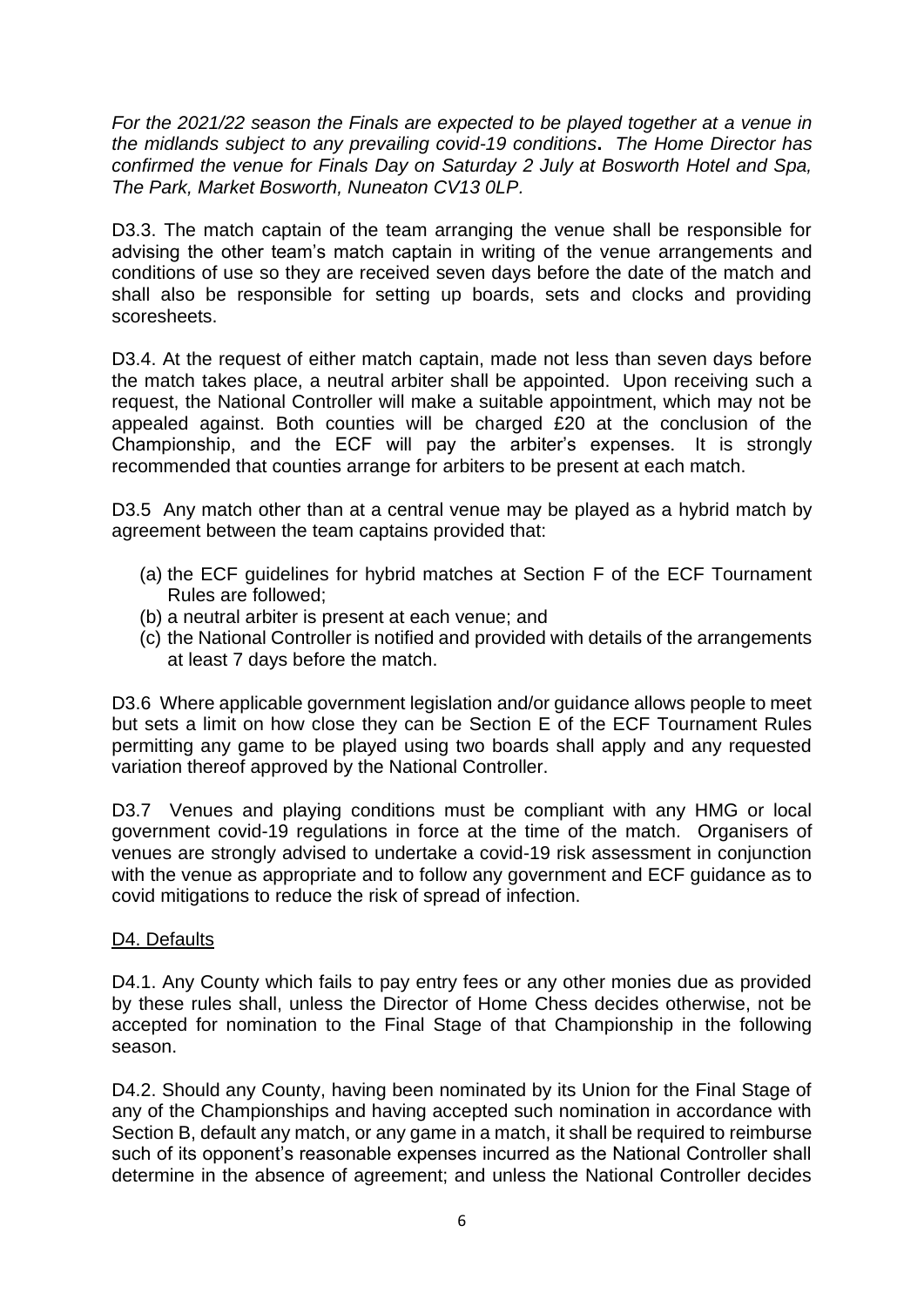*For the 2021/22 season the Finals are expected to be played together at a venue in the midlands subject to any prevailing covid-19 conditions. The Home Director has confirmed the venue for Finals Day on Saturday 2 July at Bosworth Hotel and Spa, The Park, Market Bosworth, Nuneaton CV13 0LP.*

D3.3. The match captain of the team arranging the venue shall be responsible for advising the other team's match captain in writing of the venue arrangements and conditions of use so they are received seven days before the date of the match and shall also be responsible for setting up boards, sets and clocks and providing scoresheets.

D3.4. At the request of either match captain, made not less than seven days before the match takes place, a neutral arbiter shall be appointed. Upon receiving such a request, the National Controller will make a suitable appointment, which may not be appealed against. Both counties will be charged £20 at the conclusion of the Championship, and the ECF will pay the arbiter's expenses. It is strongly recommended that counties arrange for arbiters to be present at each match.

D3.5 Any match other than at a central venue may be played as a hybrid match by agreement between the team captains provided that:

(a) the ECF guidelines for hybrid matches at Section F of the ECF Tournament Rules are followed;
(b) a neutral arbiter is present at each venue; and
(c) the National Controller is notified and provided with details of the arrangements at least 7 days before the match.

D3.6 Where applicable government legislation and/or guidance allows people to meet but sets a limit on how close they can be Section E of the ECF Tournament Rules permitting any game to be played using two boards shall apply and any requested variation thereof approved by the National Controller.

D3.7 Venues and playing conditions must be compliant with any HMG or local government covid-19 regulations in force at the time of the match. Organisers of venues are strongly advised to undertake a covid-19 risk assessment in conjunction with the venue as appropriate and to follow any government and ECF guidance as to covid mitigations to reduce the risk of spread of infection.

## D4. Defaults

D4.1. Any County which fails to pay entry fees or any other monies due as provided by these rules shall, unless the Director of Home Chess decides otherwise, not be accepted for nomination to the Final Stage of that Championship in the following season.

D4.2. Should any County, having been nominated by its Union for the Final Stage of any of the Championships and having accepted such nomination in accordance with Section B, default any match, or any game in a match, it shall be required to reimburse such of its opponent's reasonable expenses incurred as the National Controller shall determine in the absence of agreement; and unless the National Controller decides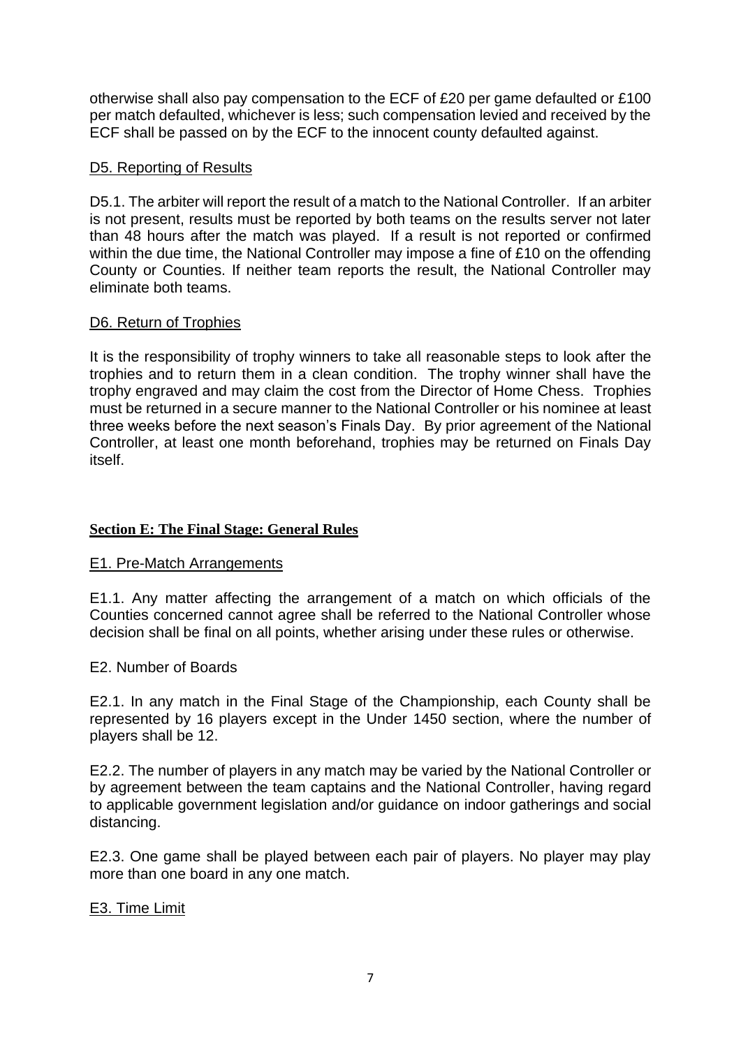otherwise shall also pay compensation to the ECF of £20 per game defaulted or £100 per match defaulted, whichever is less; such compensation levied and received by the ECF shall be passed on by the ECF to the innocent county defaulted against.

D5. Reporting of Results

D5.1. The arbiter will report the result of a match to the National Controller. If an arbiter is not present, results must be reported by both teams on the results server not later than 48 hours after the match was played. If a result is not reported or confirmed within the due time, the National Controller may impose a fine of £10 on the offending County or Counties. If neither team reports the result, the National Controller may eliminate both teams.

D6. Return of Trophies

It is the responsibility of trophy winners to take all reasonable steps to look after the trophies and to return them in a clean condition. The trophy winner shall have the trophy engraved and may claim the cost from the Director of Home Chess. Trophies must be returned in a secure manner to the National Controller or his nominee at least three weeks before the next season's Finals Day. By prior agreement of the National Controller, at least one month beforehand, trophies may be returned on Finals Day itself.

## Section E: The Final Stage: General Rules

E1. Pre-Match Arrangements

E1.1. Any matter affecting the arrangement of a match on which officials of the Counties concerned cannot agree shall be referred to the National Controller whose decision shall be final on all points, whether arising under these rules or otherwise.

E2. Number of Boards

E2.1. In any match in the Final Stage of the Championship, each County shall be represented by 16 players except in the Under 1450 section, where the number of players shall be 12.

E2.2. The number of players in any match may be varied by the National Controller or by agreement between the team captains and the National Controller, having regard to applicable government legislation and/or guidance on indoor gatherings and social distancing.

E2.3. One game shall be played between each pair of players. No player may play more than one board in any one match.

E3. Time Limit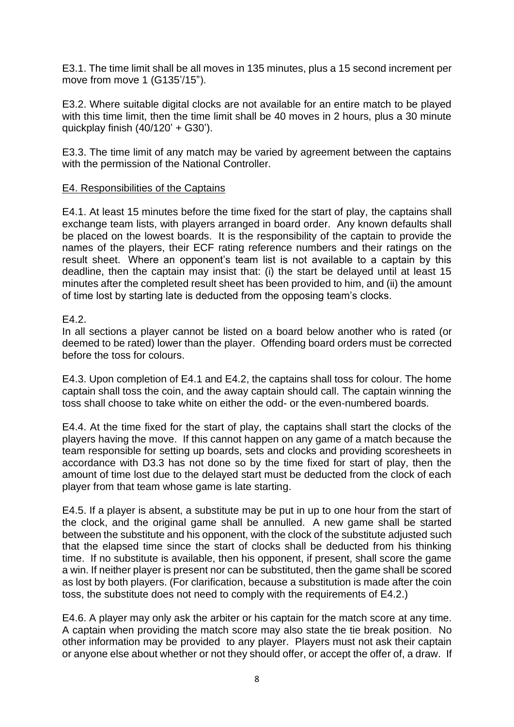E3.1. The time limit shall be all moves in 135 minutes, plus a 15 second increment per move from move 1 (G135'/15").

E3.2. Where suitable digital clocks are not available for an entire match to be played with this time limit, then the time limit shall be 40 moves in 2 hours, plus a 30 minute quickplay finish (40/120' + G30').

E3.3. The time limit of any match may be varied by agreement between the captains with the permission of the National Controller.

## E4. Responsibilities of the Captains

E4.1. At least 15 minutes before the time fixed for the start of play, the captains shall exchange team lists, with players arranged in board order. Any known defaults shall be placed on the lowest boards. It is the responsibility of the captain to provide the names of the players, their ECF rating reference numbers and their ratings on the result sheet. Where an opponent's team list is not available to a captain by this deadline, then the captain may insist that: (i) the start be delayed until at least 15 minutes after the completed result sheet has been provided to him, and (ii) the amount of time lost by starting late is deducted from the opposing team's clocks.

E4.2.
In all sections a player cannot be listed on a board below another who is rated (or deemed to be rated) lower than the player. Offending board orders must be corrected before the toss for colours.

E4.3. Upon completion of E4.1 and E4.2, the captains shall toss for colour. The home captain shall toss the coin, and the away captain should call. The captain winning the toss shall choose to take white on either the odd- or the even-numbered boards.

E4.4. At the time fixed for the start of play, the captains shall start the clocks of the players having the move. If this cannot happen on any game of a match because the team responsible for setting up boards, sets and clocks and providing scoresheets in accordance with D3.3 has not done so by the time fixed for start of play, then the amount of time lost due to the delayed start must be deducted from the clock of each player from that team whose game is late starting.

E4.5. If a player is absent, a substitute may be put in up to one hour from the start of the clock, and the original game shall be annulled. A new game shall be started between the substitute and his opponent, with the clock of the substitute adjusted such that the elapsed time since the start of clocks shall be deducted from his thinking time. If no substitute is available, then his opponent, if present, shall score the game a win. If neither player is present nor can be substituted, then the game shall be scored as lost by both players. (For clarification, because a substitution is made after the coin toss, the substitute does not need to comply with the requirements of E4.2.)

E4.6. A player may only ask the arbiter or his captain for the match score at any time. A captain when providing the match score may also state the tie break position. No other information may be provided to any player. Players must not ask their captain or anyone else about whether or not they should offer, or accept the offer of, a draw. If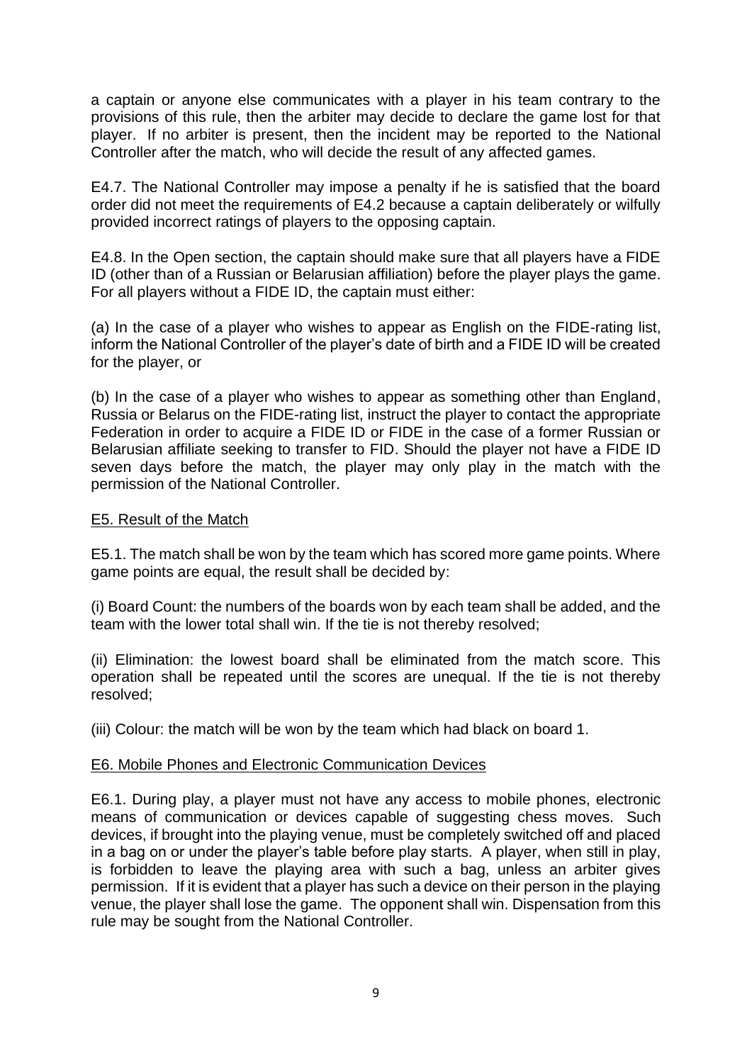a captain or anyone else communicates with a player in his team contrary to the provisions of this rule, then the arbiter may decide to declare the game lost for that player. If no arbiter is present, then the incident may be reported to the National Controller after the match, who will decide the result of any affected games.

E4.7. The National Controller may impose a penalty if he is satisfied that the board order did not meet the requirements of E4.2 because a captain deliberately or wilfully provided incorrect ratings of players to the opposing captain.

E4.8. In the Open section, the captain should make sure that all players have a FIDE ID (other than of a Russian or Belarusian affiliation) before the player plays the game. For all players without a FIDE ID, the captain must either:

(a) In the case of a player who wishes to appear as English on the FIDE-rating list, inform the National Controller of the player's date of birth and a FIDE ID will be created for the player, or

(b) In the case of a player who wishes to appear as something other than England, Russia or Belarus on the FIDE-rating list, instruct the player to contact the appropriate Federation in order to acquire a FIDE ID or FIDE in the case of a former Russian or Belarusian affiliate seeking to transfer to FID. Should the player not have a FIDE ID seven days before the match, the player may only play in the match with the permission of the National Controller.

## E5. Result of the Match

E5.1. The match shall be won by the team which has scored more game points. Where game points are equal, the result shall be decided by:

(i) Board Count: the numbers of the boards won by each team shall be added, and the team with the lower total shall win. If the tie is not thereby resolved;

(ii) Elimination: the lowest board shall be eliminated from the match score. This operation shall be repeated until the scores are unequal. If the tie is not thereby resolved;

(iii) Colour: the match will be won by the team which had black on board 1.

## E6. Mobile Phones and Electronic Communication Devices

E6.1. During play, a player must not have any access to mobile phones, electronic means of communication or devices capable of suggesting chess moves. Such devices, if brought into the playing venue, must be completely switched off and placed in a bag on or under the player's table before play starts. A player, when still in play, is forbidden to leave the playing area with such a bag, unless an arbiter gives permission. If it is evident that a player has such a device on their person in the playing venue, the player shall lose the game. The opponent shall win. Dispensation from this rule may be sought from the National Controller.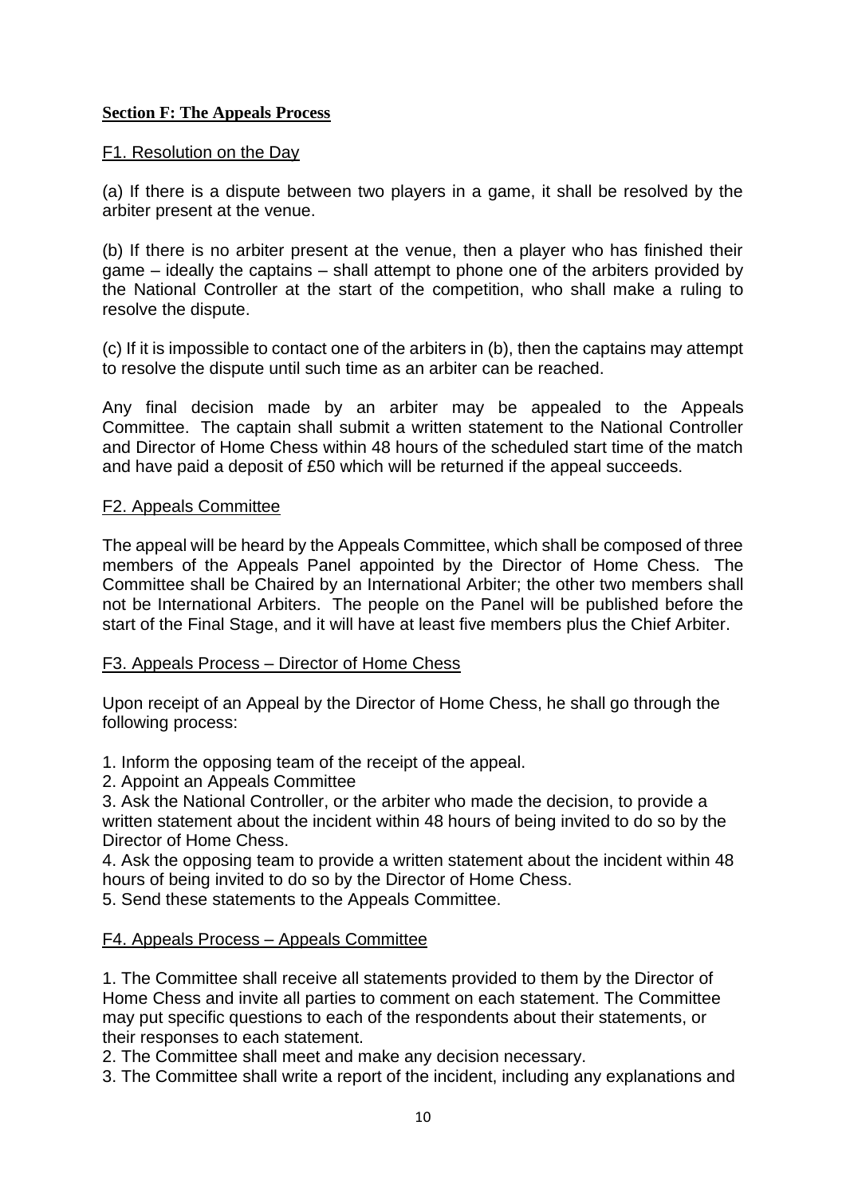**Section F: The Appeals Process**

F1. Resolution on the Day

(a) If there is a dispute between two players in a game, it shall be resolved by the arbiter present at the venue.

(b) If there is no arbiter present at the venue, then a player who has finished their game – ideally the captains – shall attempt to phone one of the arbiters provided by the National Controller at the start of the competition, who shall make a ruling to resolve the dispute.

(c) If it is impossible to contact one of the arbiters in (b), then the captains may attempt to resolve the dispute until such time as an arbiter can be reached.

Any final decision made by an arbiter may be appealed to the Appeals Committee. The captain shall submit a written statement to the National Controller and Director of Home Chess within 48 hours of the scheduled start time of the match and have paid a deposit of £50 which will be returned if the appeal succeeds.

F2. Appeals Committee

The appeal will be heard by the Appeals Committee, which shall be composed of three members of the Appeals Panel appointed by the Director of Home Chess. The Committee shall be Chaired by an International Arbiter; the other two members shall not be International Arbiters. The people on the Panel will be published before the start of the Final Stage, and it will have at least five members plus the Chief Arbiter.

F3. Appeals Process – Director of Home Chess

Upon receipt of an Appeal by the Director of Home Chess, he shall go through the following process:

1. Inform the opposing team of the receipt of the appeal.
2. Appoint an Appeals Committee
3. Ask the National Controller, or the arbiter who made the decision, to provide a written statement about the incident within 48 hours of being invited to do so by the Director of Home Chess.
4. Ask the opposing team to provide a written statement about the incident within 48 hours of being invited to do so by the Director of Home Chess.
5. Send these statements to the Appeals Committee.

F4. Appeals Process – Appeals Committee

1. The Committee shall receive all statements provided to them by the Director of Home Chess and invite all parties to comment on each statement. The Committee may put specific questions to each of the respondents about their statements, or their responses to each statement.
2. The Committee shall meet and make any decision necessary.
3. The Committee shall write a report of the incident, including any explanations and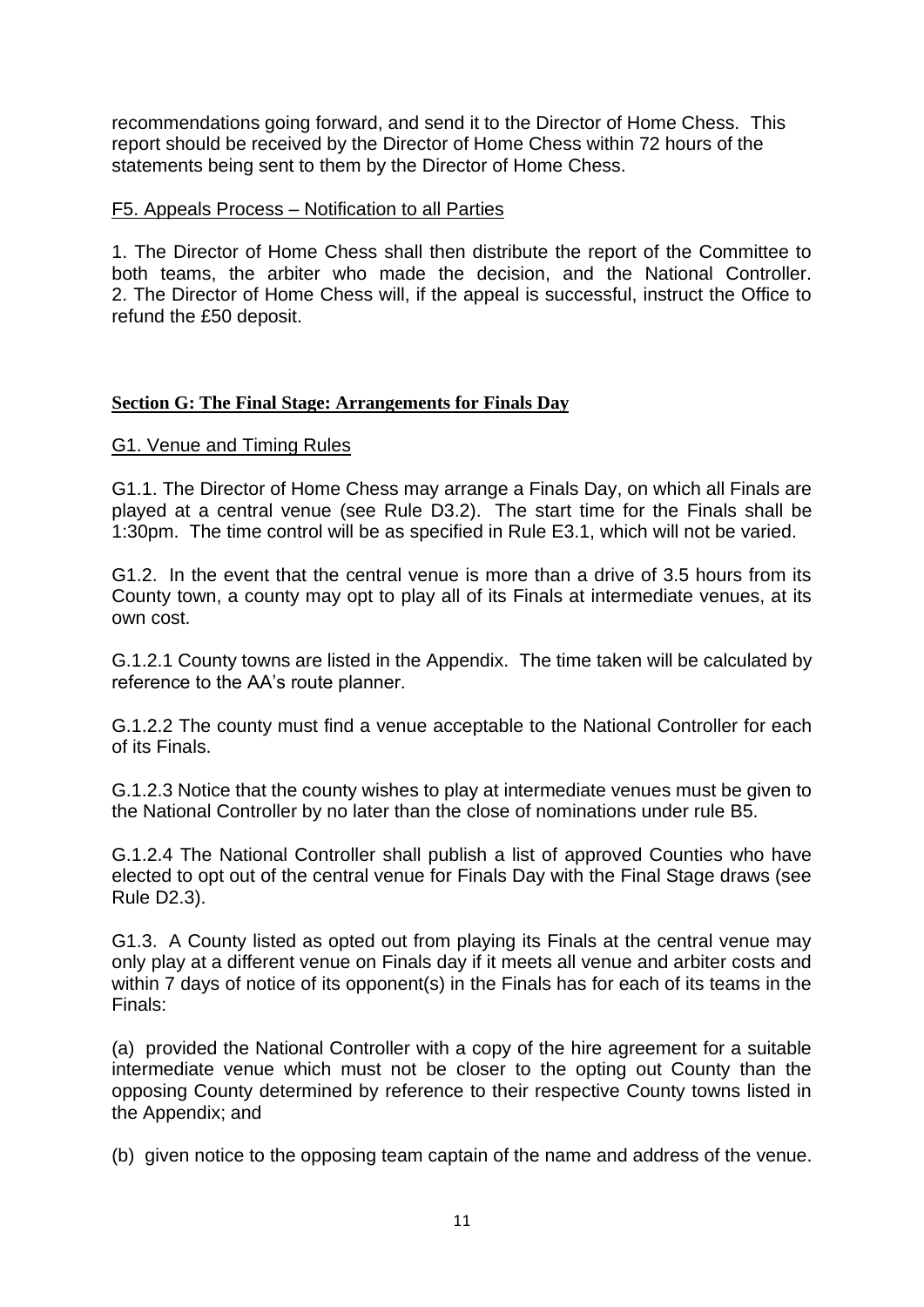recommendations going forward, and send it to the Director of Home Chess. This report should be received by the Director of Home Chess within 72 hours of the statements being sent to them by the Director of Home Chess.

F5. Appeals Process – Notification to all Parties

1. The Director of Home Chess shall then distribute the report of the Committee to both teams, the arbiter who made the decision, and the National Controller.
2. The Director of Home Chess will, if the appeal is successful, instruct the Office to refund the £50 deposit.

## Section G: The Final Stage: Arrangements for Finals Day

G1. Venue and Timing Rules

G1.1. The Director of Home Chess may arrange a Finals Day, on which all Finals are played at a central venue (see Rule D3.2). The start time for the Finals shall be 1:30pm. The time control will be as specified in Rule E3.1, which will not be varied.

G1.2. In the event that the central venue is more than a drive of 3.5 hours from its County town, a county may opt to play all of its Finals at intermediate venues, at its own cost.

G.1.2.1 County towns are listed in the Appendix. The time taken will be calculated by reference to the AA's route planner.

G.1.2.2 The county must find a venue acceptable to the National Controller for each of its Finals.

G.1.2.3 Notice that the county wishes to play at intermediate venues must be given to the National Controller by no later than the close of nominations under rule B5.

G.1.2.4 The National Controller shall publish a list of approved Counties who have elected to opt out of the central venue for Finals Day with the Final Stage draws (see Rule D2.3).

G1.3. A County listed as opted out from playing its Finals at the central venue may only play at a different venue on Finals day if it meets all venue and arbiter costs and within 7 days of notice of its opponent(s) in the Finals has for each of its teams in the Finals:

(a) provided the National Controller with a copy of the hire agreement for a suitable intermediate venue which must not be closer to the opting out County than the opposing County determined by reference to their respective County towns listed in the Appendix; and

(b) given notice to the opposing team captain of the name and address of the venue.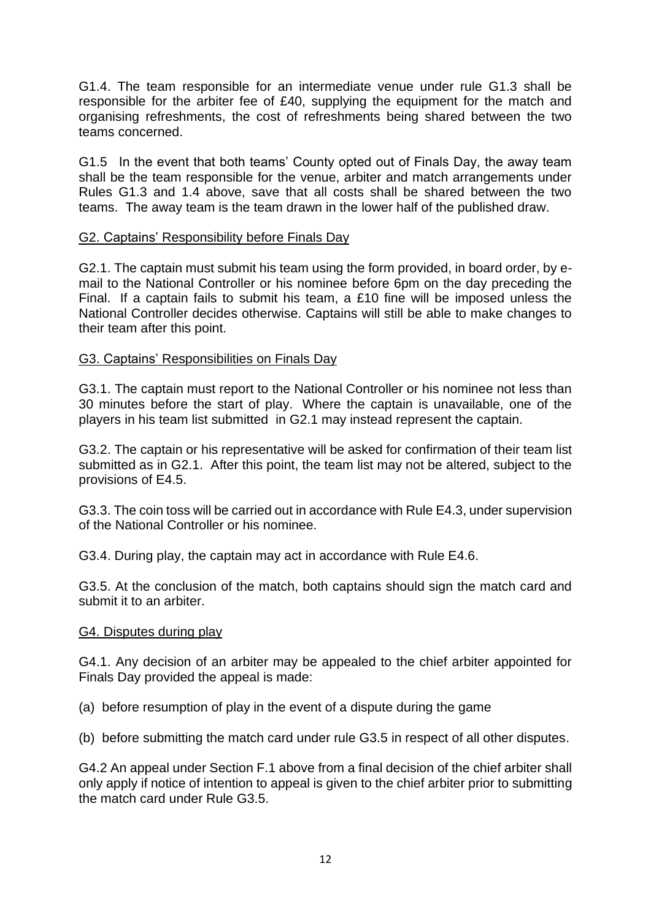G1.4. The team responsible for an intermediate venue under rule G1.3 shall be responsible for the arbiter fee of £40, supplying the equipment for the match and organising refreshments, the cost of refreshments being shared between the two teams concerned.

G1.5 In the event that both teams' County opted out of Finals Day, the away team shall be the team responsible for the venue, arbiter and match arrangements under Rules G1.3 and 1.4 above, save that all costs shall be shared between the two teams. The away team is the team drawn in the lower half of the published draw.

## G2. Captains' Responsibility before Finals Day

G2.1. The captain must submit his team using the form provided, in board order, by e-mail to the National Controller or his nominee before 6pm on the day preceding the Final. If a captain fails to submit his team, a £10 fine will be imposed unless the National Controller decides otherwise. Captains will still be able to make changes to their team after this point.

## G3. Captains' Responsibilities on Finals Day

G3.1. The captain must report to the National Controller or his nominee not less than 30 minutes before the start of play. Where the captain is unavailable, one of the players in his team list submitted in G2.1 may instead represent the captain.

G3.2. The captain or his representative will be asked for confirmation of their team list submitted as in G2.1. After this point, the team list may not be altered, subject to the provisions of E4.5.

G3.3. The coin toss will be carried out in accordance with Rule E4.3, under supervision of the National Controller or his nominee.

G3.4. During play, the captain may act in accordance with Rule E4.6.

G3.5. At the conclusion of the match, both captains should sign the match card and submit it to an arbiter.

## G4. Disputes during play

G4.1. Any decision of an arbiter may be appealed to the chief arbiter appointed for Finals Day provided the appeal is made:

(a) before resumption of play in the event of a dispute during the game

(b) before submitting the match card under rule G3.5 in respect of all other disputes.

G4.2 An appeal under Section F.1 above from a final decision of the chief arbiter shall only apply if notice of intention to appeal is given to the chief arbiter prior to submitting the match card under Rule G3.5.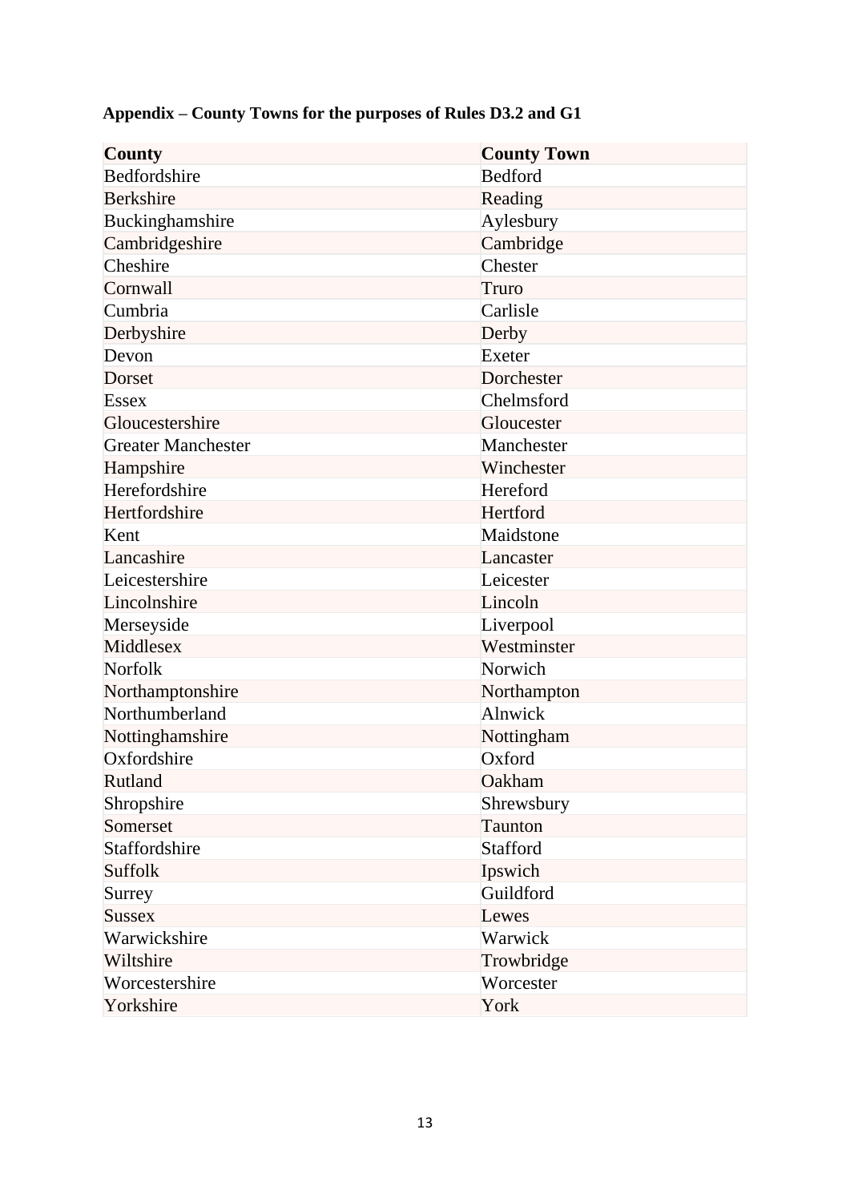**Appendix – County Towns for the purposes of Rules D3.2 and G1**

| County | County Town |
| --- | --- |
| Bedfordshire | Bedford |
| Berkshire | Reading |
| Buckinghamshire | Aylesbury |
| Cambridgeshire | Cambridge |
| Cheshire | Chester |
| Cornwall | Truro |
| Cumbria | Carlisle |
| Derbyshire | Derby |
| Devon | Exeter |
| Dorset | Dorchester |
| Essex | Chelmsford |
| Gloucestershire | Gloucester |
| Greater Manchester | Manchester |
| Hampshire | Winchester |
| Herefordshire | Hereford |
| Hertfordshire | Hertford |
| Kent | Maidstone |
| Lancashire | Lancaster |
| Leicestershire | Leicester |
| Lincolnshire | Lincoln |
| Merseyside | Liverpool |
| Middlesex | Westminster |
| Norfolk | Norwich |
| Northamptonshire | Northampton |
| Northumberland | Alnwick |
| Nottinghamshire | Nottingham |
| Oxfordshire | Oxford |
| Rutland | Oakham |
| Shropshire | Shrewsbury |
| Somerset | Taunton |
| Staffordshire | Stafford |
| Suffolk | Ipswich |
| Surrey | Guildford |
| Sussex | Lewes |
| Warwickshire | Warwick |
| Wiltshire | Trowbridge |
| Worcestershire | Worcester |
| Yorkshire | York |